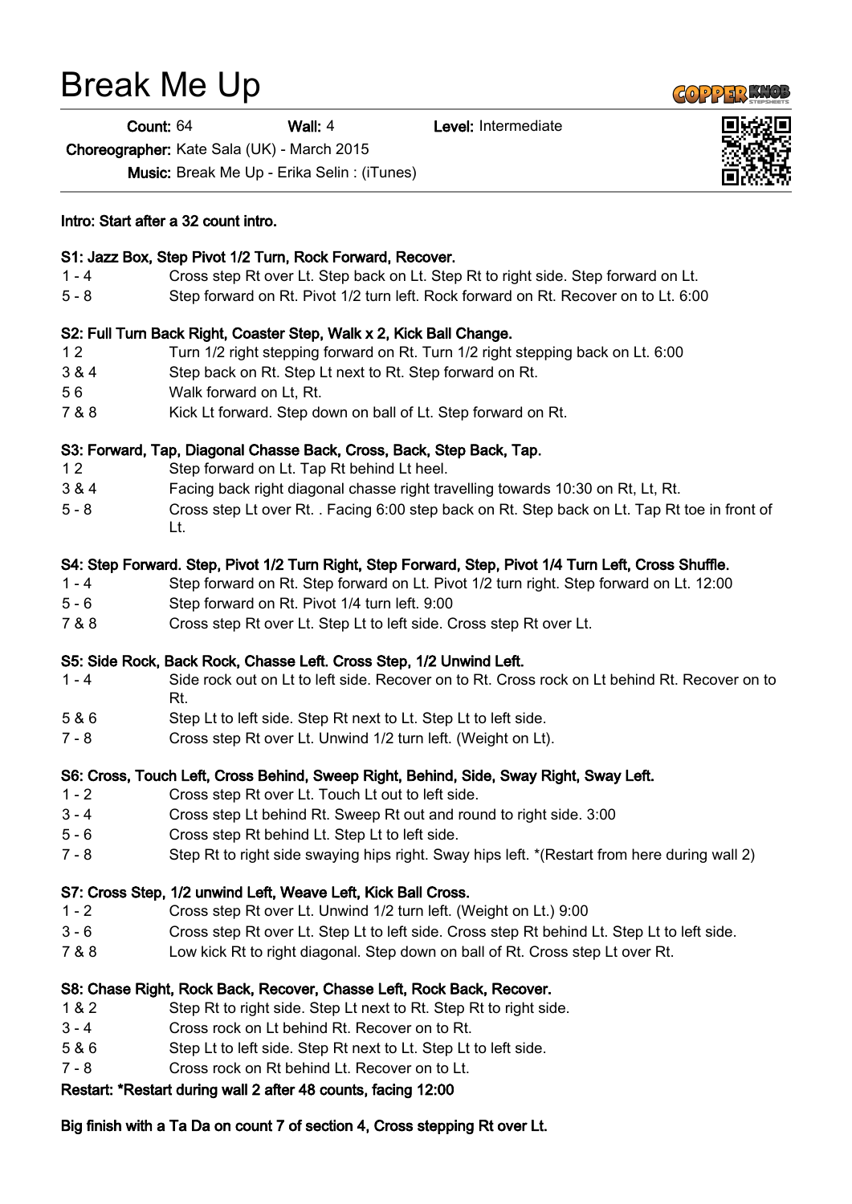# Break Me Up

**Count:** 64 **Wall:** 4 **Level:** Intermediate

**Choreographer:** Kate Sala (UK) - March 2015

**Music:** Break Me Up - Erika Selin : (iTunes)

**Intro: Start after a 32 count intro.**

**S1: Jazz Box, Step Pivot 1/2 Turn, Rock Forward, Recover.**

| | |
|---|---|
| 1 - 4 | Cross step Rt over Lt. Step back on Lt. Step Rt to right side. Step forward on Lt. |
| 5 - 8 | Step forward on Rt. Pivot 1/2 turn left. Rock forward on Rt. Recover on to Lt. 6:00 |

**S2: Full Turn Back Right, Coaster Step, Walk x 2, Kick Ball Change.**

| | |
|---|---|
| 1 2 | Turn 1/2 right stepping forward on Rt. Turn 1/2 right stepping back on Lt. 6:00 |
| 3 & 4 | Step back on Rt. Step Lt next to Rt. Step forward on Rt. |
| 5 6 | Walk forward on Lt, Rt. |
| 7 & 8 | Kick Lt forward. Step down on ball of Lt. Step forward on Rt. |

**S3: Forward, Tap, Diagonal Chasse Back, Cross, Back, Step Back, Tap.**

| | |
|---|---|
| 1 2 | Step forward on Lt. Tap Rt behind Lt heel. |
| 3 & 4 | Facing back right diagonal chasse right travelling towards 10:30 on Rt, Lt, Rt. |
| 5 - 8 | Cross step Lt over Rt. . Facing 6:00 step back on Rt. Step back on Lt. Tap Rt toe in front of Lt. |

**S4: Step Forward. Step, Pivot 1/2 Turn Right, Step Forward, Step, Pivot 1/4 Turn Left, Cross Shuffle.**

| | |
|---|---|
| 1 - 4 | Step forward on Rt. Step forward on Lt. Pivot 1/2 turn right. Step forward on Lt. 12:00 |
| 5 - 6 | Step forward on Rt. Pivot 1/4 turn left. 9:00 |
| 7 & 8 | Cross step Rt over Lt. Step Lt to left side. Cross step Rt over Lt. |

**S5: Side Rock, Back Rock, Chasse Left. Cross Step, 1/2 Unwind Left.**

| | |
|---|---|
| 1 - 4 | Side rock out on Lt to left side. Recover on to Rt. Cross rock on Lt behind Rt. Recover on to Rt. |
| 5 & 6 | Step Lt to left side. Step Rt next to Lt. Step Lt to left side. |
| 7 - 8 | Cross step Rt over Lt. Unwind 1/2 turn left. (Weight on Lt). |

**S6: Cross, Touch Left, Cross Behind, Sweep Right, Behind, Side, Sway Right, Sway Left.**

| | |
|---|---|
| 1 - 2 | Cross step Rt over Lt. Touch Lt out to left side. |
| 3 - 4 | Cross step Lt behind Rt. Sweep Rt out and round to right side. 3:00 |
| 5 - 6 | Cross step Rt behind Lt. Step Lt to left side. |
| 7 - 8 | Step Rt to right side swaying hips right. Sway hips left. *(Restart from here during wall 2) |

**S7: Cross Step, 1/2 unwind Left, Weave Left, Kick Ball Cross.**

| | |
|---|---|
| 1 - 2 | Cross step Rt over Lt. Unwind 1/2 turn left. (Weight on Lt.) 9:00 |
| 3 - 6 | Cross step Rt over Lt. Step Lt to left side. Cross step Rt behind Lt. Step Lt to left side. |
| 7 & 8 | Low kick Rt to right diagonal. Step down on ball of Rt. Cross step Lt over Rt. |

**S8: Chase Right, Rock Back, Recover, Chasse Left, Rock Back, Recover.**

| | |
|---|---|
| 1 & 2 | Step Rt to right side. Step Lt next to Rt. Step Rt to right side. |
| 3 - 4 | Cross rock on Lt behind Rt. Recover on to Rt. |
| 5 & 6 | Step Lt to left side. Step Rt next to Lt. Step Lt to left side. |
| 7 - 8 | Cross rock on Rt behind Lt. Recover on to Lt. |

**Restart: *Restart during wall 2 after 48 counts, facing 12:00**

**Big finish with a Ta Da on count 7 of section 4, Cross stepping Rt over Lt.**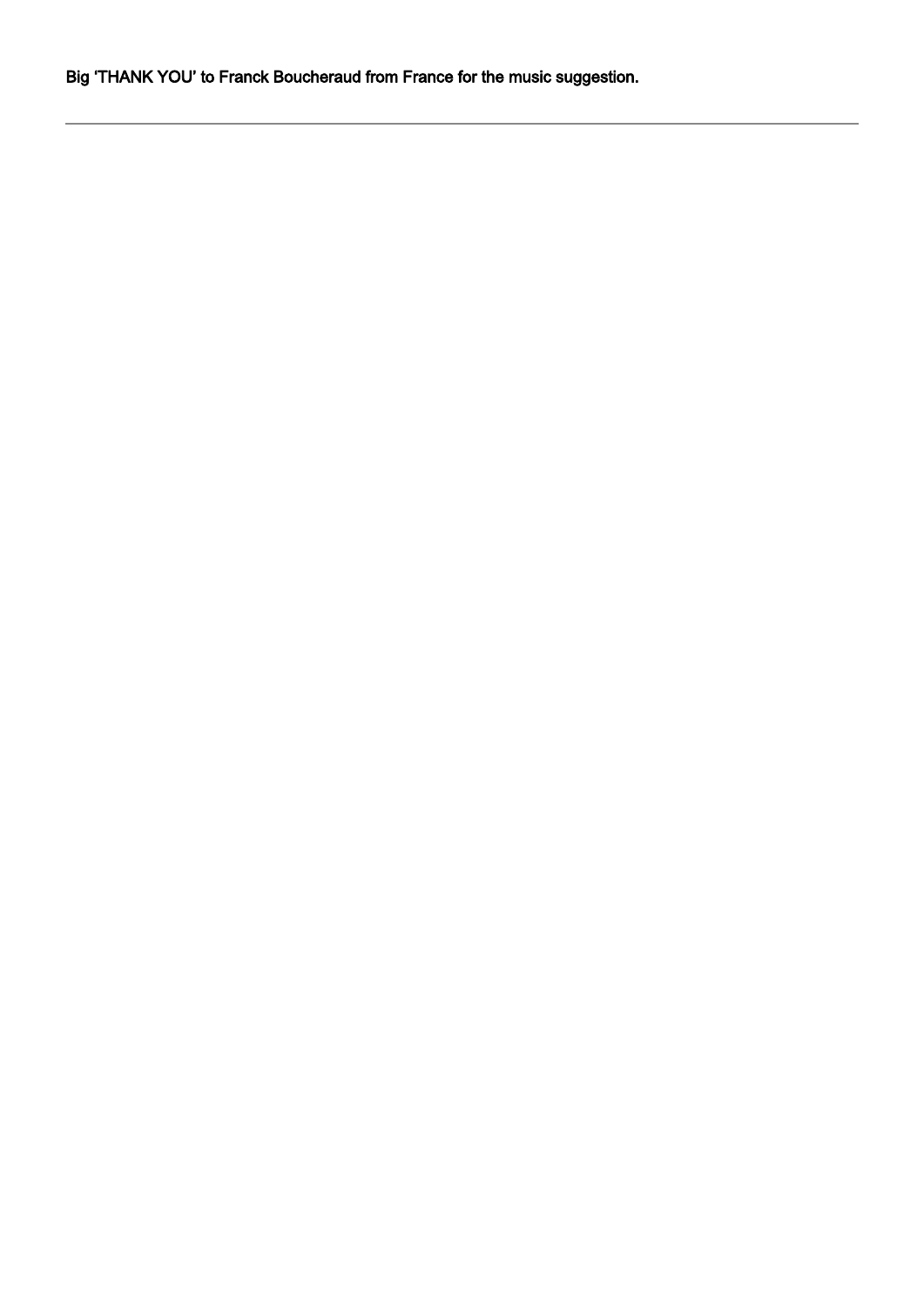**Big ‘THANK YOU’ to Franck Boucheraud from France for the music suggestion.**

---